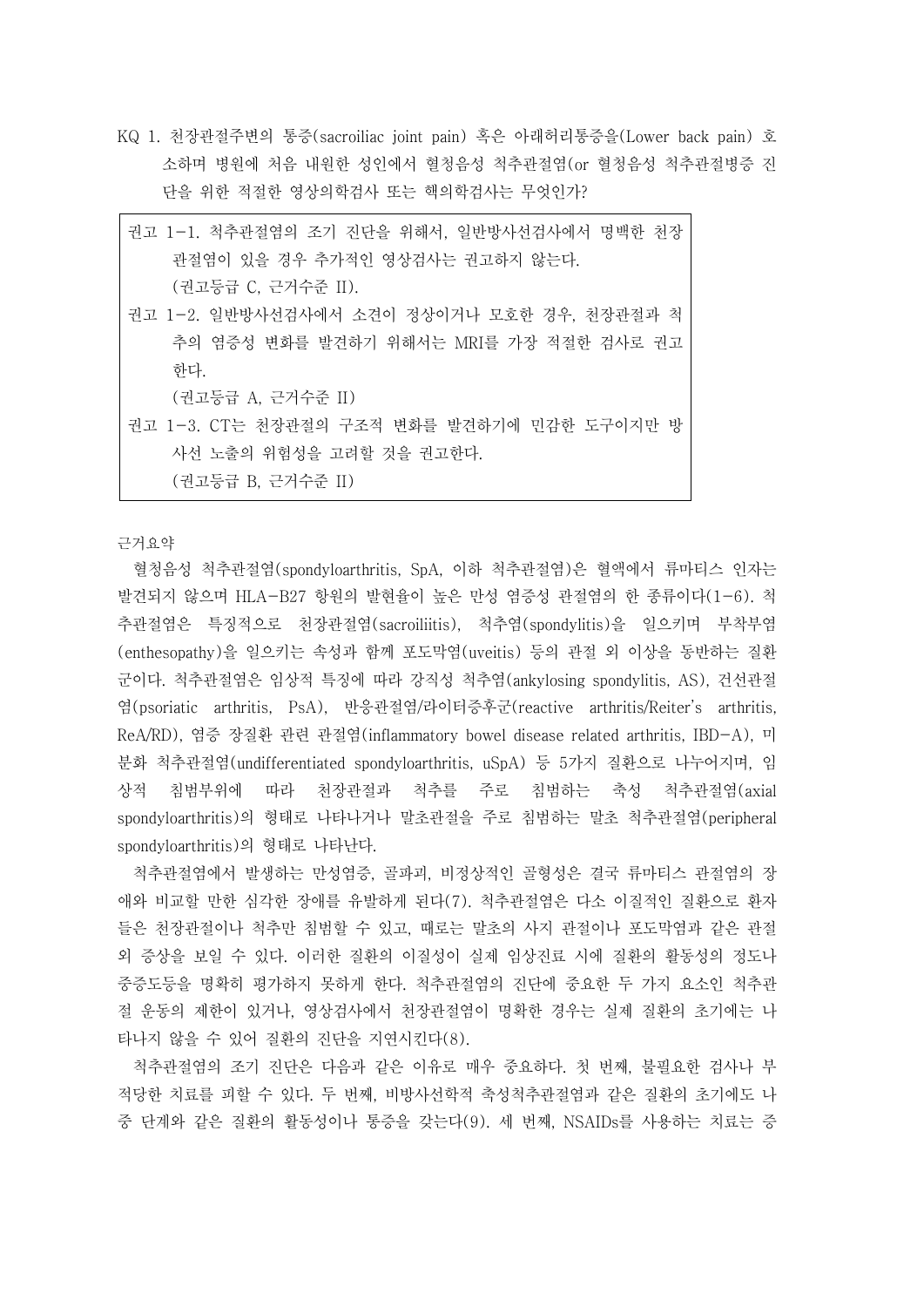KQ 1. 천장관절주변의 통증(sacroiliac joint pain) 혹은 아래허리통증을(Lower back pain) 호소하며 병원에 처음 내원한 성인에서 혈청음성 척추관절염(or 혈청음성 척추관절병증 진단을 위한 적절한 영상의학검사 또는 핵의학검사는 무엇인가?

> 권고 1-1. 척추관절염의 조기 진단을 위해서, 일반방사선검사에서 명백한 천장관절염이 있을 경우 추가적인 영상검사는 권고하지 않는다.
> (권고등급 C, 근거수준 II).
>
> 권고 1-2. 일반방사선검사에서 소견이 정상이거나 모호한 경우, 천장관절과 척추의 염증성 변화를 발견하기 위해서는 MRI를 가장 적절한 검사로 권고한다.
> (권고등급 A, 근거수준 II)
>
> 권고 1-3. CT는 천장관절의 구조적 변화를 발견하기에 민감한 도구이지만 방사선 노출의 위험성을 고려할 것을 권고한다.
> (권고등급 B, 근거수준 II)

근거요약

혈청음성 척추관절염(spondyloarthritis, SpA, 이하 척추관절염)은 혈액에서 류마티스 인자는 발견되지 않으며 HLA-B27 항원의 발현율이 높은 만성 염증성 관절염의 한 종류이다(1-6). 척추관절염은 특징적으로 천장관절염(sacroiliitis), 척추염(spondylitis)을 일으키며 부착부염(enthesopathy)을 일으키는 속성과 함께 포도막염(uveitis) 등의 관절 외 이상을 동반하는 질환군이다. 척추관절염은 임상적 특징에 따라 강직성 척추염(ankylosing spondylitis, AS), 건선관절염(psoriatic arthritis, PsA), 반응관절염/라이터증후군(reactive arthritis/Reiter's arthritis, ReA/RD), 염증 장질환 관련 관절염(inflammatory bowel disease related arthritis, IBD-A), 미분화 척추관절염(undifferentiated spondyloarthritis, uSpA) 등 5가지 질환으로 나누어지며, 임상적 침범부위에 따라 천장관절과 척추를 주로 침범하는 축성 척추관절염(axial spondyloarthritis)의 형태로 나타나거나 말초관절을 주로 침범하는 말초 척추관절염(peripheral spondyloarthritis)의 형태로 나타난다.

척추관절염에서 발생하는 만성염증, 골파괴, 비정상적인 골형성은 결국 류마티스 관절염의 장애와 비교할 만한 심각한 장애를 유발하게 된다(7). 척추관절염은 다소 이질적인 질환으로 환자들은 천장관절이나 척추만 침범할 수 있고, 때로는 말초의 사지 관절이나 포도막염과 같은 관절 외 증상을 보일 수 있다. 이러한 질환의 이질성이 실제 임상진료 시에 질환의 활동성의 정도나 중증도등을 명확히 평가하지 못하게 한다. 척추관절염의 진단에 중요한 두 가지 요소인 척추관절 운동의 제한이 있거나, 영상검사에서 천장관절염이 명확한 경우는 실제 질환의 초기에는 나타나지 않을 수 있어 질환의 진단을 지연시킨다(8).

척추관절염의 조기 진단은 다음과 같은 이유로 매우 중요하다. 첫 번째, 불필요한 검사나 부적당한 치료를 피할 수 있다. 두 번째, 비방사선학적 축성척추관절염과 같은 질환의 초기에도 나중 단계와 같은 질환의 활동성이나 통증을 갖는다(9). 세 번째, NSAIDs를 사용하는 치료는 증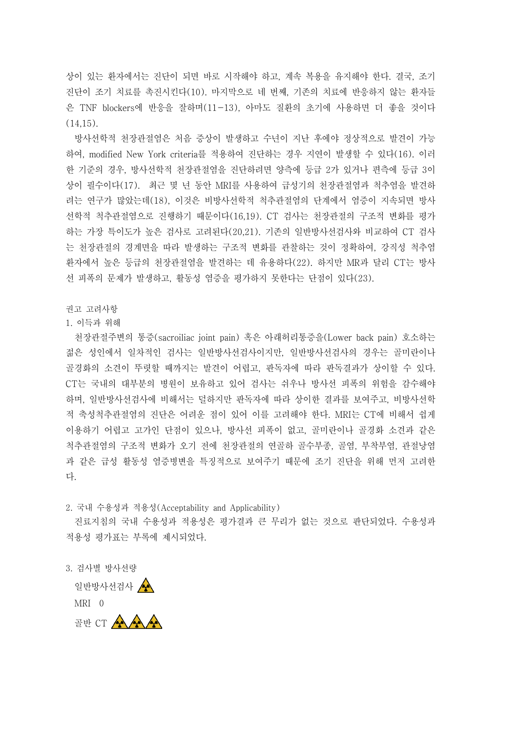상이 있는 환자에서는 진단이 되면 바로 시작해야 하고, 계속 복용을 유지해야 한다. 결국, 조기 진단이 조기 치료를 촉진시킨다(10). 마지막으로 네 번째, 기존의 치료에 반응하지 않는 환자들은 TNF blockers에 반응을 잘하며(11-13), 아마도 질환의 초기에 사용하면 더 좋을 것이다(14,15).

방사선학적 천장관절염은 처음 증상이 발생하고 수년이 지난 후에야 정상적으로 발견이 가능하여, modified New York criteria를 적용하여 진단하는 경우 지연이 발생할 수 있다(16). 이러한 기준의 경우, 방사선학적 천장관절염을 진단하려면 양측에 등급 2가 있거나 편측에 등급 3이상이 필수이다(17). 최근 몇 년 동안 MRI를 사용하여 급성기의 천장관절염과 척추염을 발견하려는 연구가 많았는데(18), 이것은 비방사선학적 척추관절염의 단계에서 염증이 지속되면 방사선학적 척추관절염으로 진행하기 때문이다(16,19). CT 검사는 천장관절의 구조적 변화를 평가하는 가장 특이도가 높은 검사로 고려된다(20,21). 기존의 일반방사선검사와 비교하여 CT 검사는 천장관절의 경계면을 따라 발생하는 구조적 변화를 관찰하는 것이 정확하여, 강직성 척추염 환자에서 높은 등급의 천장관절염을 발견하는 데 유용하다(22). 하지만 MR과 달리 CT는 방사선 피폭의 문제가 발생하고, 활동성 염증을 평가하지 못한다는 단점이 있다(23).

권고 고려사항

1. 이득과 위해

천장관절주변의 통증(sacroiliac joint pain) 혹은 아래허리통증을(Lower back pain) 호소하는 젊은 성인에서 일차적인 검사는 일반방사선검사이지만, 일반방사선검사의 경우는 골미란이나 골경화의 소견이 뚜렷할 때까지는 발견이 어렵고, 판독자에 따라 판독결과가 상이할 수 있다. CT는 국내의 대부분의 병원이 보유하고 있어 검사는 쉬우나 방사선 피폭의 위험을 감수해야 하며, 일반방사선검사에 비해서는 덜하지만 판독자에 따라 상이한 결과를 보여주고, 비방사선학적 축성척추관절염의 진단은 어려운 점이 있어 이를 고려해야 한다. MRI는 CT에 비해서 쉽게 이용하기 어렵고 고가인 단점이 있으나, 방사선 피폭이 없고, 골미란이나 골경화 소견과 같은 척추관절염의 구조적 변화가 오기 전에 천장관절의 연골하 골수부종, 골염, 부착부염, 관절낭염과 같은 급성 활동성 염증병변을 특징적으로 보여주기 때문에 조기 진단을 위해 먼저 고려한다.

2. 국내 수용성과 적용성(Acceptability and Applicability)

진료지침의 국내 수용성과 적용성은 평가결과 큰 무리가 없는 것으로 판단되었다. 수용성과 적용성 평가표는 부록에 제시되었다.

3. 검사별 방사선량

일반방사선검사 ☢

MRI 0

골반 CT ☢☢☢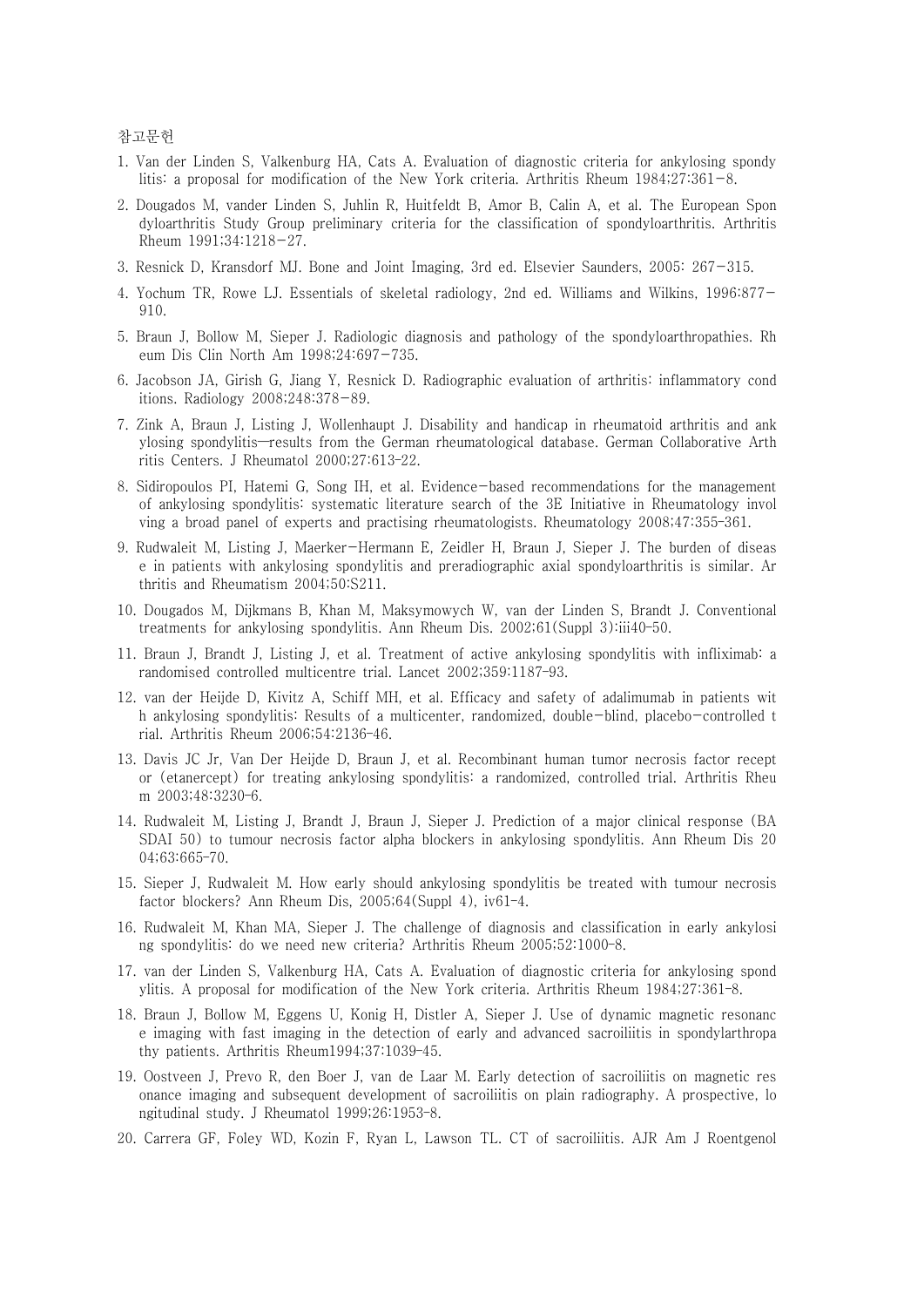참고문헌

1. Van der Linden S, Valkenburg HA, Cats A. Evaluation of diagnostic criteria for ankylosing spondylitis: a proposal for modification of the New York criteria. Arthritis Rheum 1984;27:361−8.
2. Dougados M, vander Linden S, Juhlin R, Huitfeldt B, Amor B, Calin A, et al. The European Spondyloarthritis Study Group preliminary criteria for the classification of spondyloarthritis. Arthritis Rheum 1991;34:1218−27.
3. Resnick D, Kransdorf MJ. Bone and Joint Imaging, 3rd ed. Elsevier Saunders, 2005: 267−315.
4. Yochum TR, Rowe LJ. Essentials of skeletal radiology, 2nd ed. Williams and Wilkins, 1996:877−910.
5. Braun J, Bollow M, Sieper J. Radiologic diagnosis and pathology of the spondyloarthropathies. Rheum Dis Clin North Am 1998;24:697−735.
6. Jacobson JA, Girish G, Jiang Y, Resnick D. Radiographic evaluation of arthritis: inflammatory conditions. Radiology 2008;248:378−89.
7. Zink A, Braun J, Listing J, Wollenhaupt J. Disability and handicap in rheumatoid arthritis and ankylosing spondylitis—results from the German rheumatological database. German Collaborative Arthritis Centers. J Rheumatol 2000;27:613-22.
8. Sidiropoulos PI, Hatemi G, Song IH, et al. Evidence−based recommendations for the management of ankylosing spondylitis: systematic literature search of the 3E Initiative in Rheumatology involving a broad panel of experts and practising rheumatologists. Rheumatology 2008;47:355-361.
9. Rudwaleit M, Listing J, Maerker−Hermann E, Zeidler H, Braun J, Sieper J. The burden of disease in patients with ankylosing spondylitis and preradiographic axial spondyloarthritis is similar. Arthritis and Rheumatism 2004;50:S211.
10. Dougados M, Dijkmans B, Khan M, Maksymowych W, van der Linden S, Brandt J. Conventional treatments for ankylosing spondylitis. Ann Rheum Dis. 2002;61(Suppl 3):iii40-50.
11. Braun J, Brandt J, Listing J, et al. Treatment of active ankylosing spondylitis with infliximab: a randomised controlled multicentre trial. Lancet 2002;359:1187-93.
12. van der Heijde D, Kivitz A, Schiff MH, et al. Efficacy and safety of adalimumab in patients with ankylosing spondylitis: Results of a multicenter, randomized, double−blind, placebo−controlled trial. Arthritis Rheum 2006;54:2136-46.
13. Davis JC Jr, Van Der Heijde D, Braun J, et al. Recombinant human tumor necrosis factor receptor (etanercept) for treating ankylosing spondylitis: a randomized, controlled trial. Arthritis Rheum 2003;48:3230-6.
14. Rudwaleit M, Listing J, Brandt J, Braun J, Sieper J. Prediction of a major clinical response (BASDAI 50) to tumour necrosis factor alpha blockers in ankylosing spondylitis. Ann Rheum Dis 2004;63:665-70.
15. Sieper J, Rudwaleit M. How early should ankylosing spondylitis be treated with tumour necrosis factor blockers? Ann Rheum Dis, 2005;64(Suppl 4), iv61-4.
16. Rudwaleit M, Khan MA, Sieper J. The challenge of diagnosis and classification in early ankylosing spondylitis: do we need new criteria? Arthritis Rheum 2005;52:1000-8.
17. van der Linden S, Valkenburg HA, Cats A. Evaluation of diagnostic criteria for ankylosing spondylitis. A proposal for modification of the New York criteria. Arthritis Rheum 1984;27:361-8.
18. Braun J, Bollow M, Eggens U, Konig H, Distler A, Sieper J. Use of dynamic magnetic resonance imaging with fast imaging in the detection of early and advanced sacroiliitis in spondylarthropathy patients. Arthritis Rheum1994;37:1039-45.
19. Oostveen J, Prevo R, den Boer J, van de Laar M. Early detection of sacroiliitis on magnetic resonance imaging and subsequent development of sacroiliitis on plain radiography. A prospective, longitudinal study. J Rheumatol 1999;26:1953-8.
20. Carrera GF, Foley WD, Kozin F, Ryan L, Lawson TL. CT of sacroiliitis. AJR Am J Roentgenol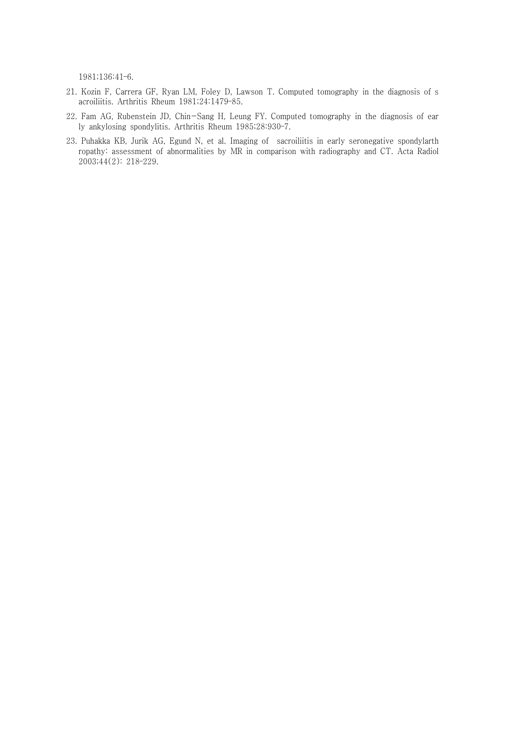1981;136:41-6.

21. Kozin F, Carrera GF, Ryan LM, Foley D, Lawson T. Computed tomography in the diagnosis of sacroiliitis. Arthritis Rheum 1981;24:1479-85.
22. Fam AG, Rubenstein JD, Chin-Sang H, Leung FY. Computed tomography in the diagnosis of early ankylosing spondylitis. Arthritis Rheum 1985;28:930-7.
23. Puhakka KB, Jurik AG, Egund N, et al. Imaging of sacroiliitis in early seronegative spondylarthropathy: assessment of abnormalities by MR in comparison with radiography and CT. Acta Radiol 2003;44(2): 218-229.